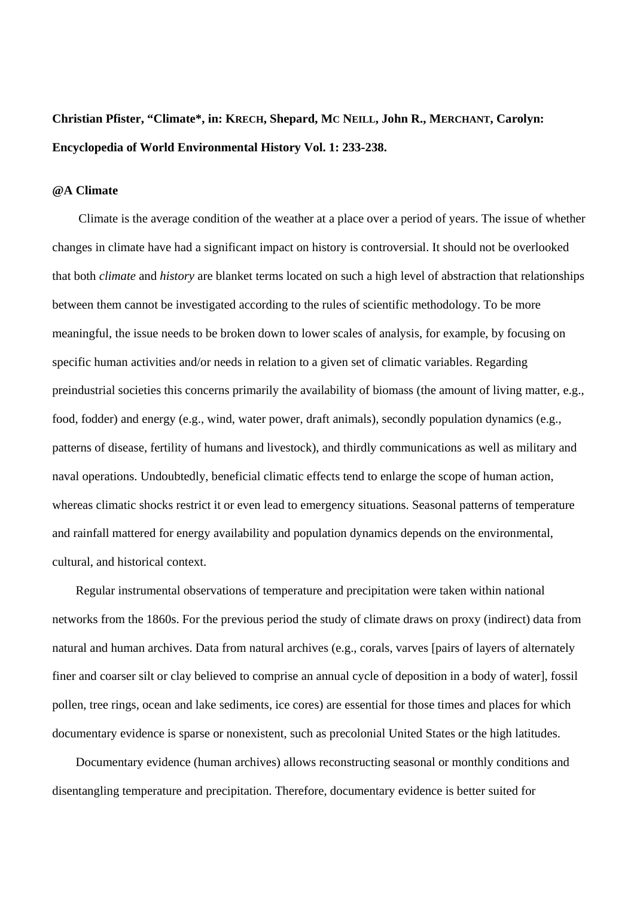**Christian Pfister, "Climate*, in: KRECH, Shepard, MC NEILL, John R., MERCHANT, Carolyn: Encyclopedia of World Environmental History Vol. 1: 233-238.**

**@A Climate**

Climate is the average condition of the weather at a place over a period of years. The issue of whether changes in climate have had a significant impact on history is controversial. It should not be overlooked that both *climate* and *history* are blanket terms located on such a high level of abstraction that relationships between them cannot be investigated according to the rules of scientific methodology. To be more meaningful, the issue needs to be broken down to lower scales of analysis, for example, by focusing on specific human activities and/or needs in relation to a given set of climatic variables. Regarding preindustrial societies this concerns primarily the availability of biomass (the amount of living matter, e.g., food, fodder) and energy (e.g., wind, water power, draft animals), secondly population dynamics (e.g., patterns of disease, fertility of humans and livestock), and thirdly communications as well as military and naval operations. Undoubtedly, beneficial climatic effects tend to enlarge the scope of human action, whereas climatic shocks restrict it or even lead to emergency situations. Seasonal patterns of temperature and rainfall mattered for energy availability and population dynamics depends on the environmental, cultural, and historical context.

Regular instrumental observations of temperature and precipitation were taken within national networks from the 1860s. For the previous period the study of climate draws on proxy (indirect) data from natural and human archives. Data from natural archives (e.g., corals, varves [pairs of layers of alternately finer and coarser silt or clay believed to comprise an annual cycle of deposition in a body of water], fossil pollen, tree rings, ocean and lake sediments, ice cores) are essential for those times and places for which documentary evidence is sparse or nonexistent, such as precolonial United States or the high latitudes.

Documentary evidence (human archives) allows reconstructing seasonal or monthly conditions and disentangling temperature and precipitation. Therefore, documentary evidence is better suited for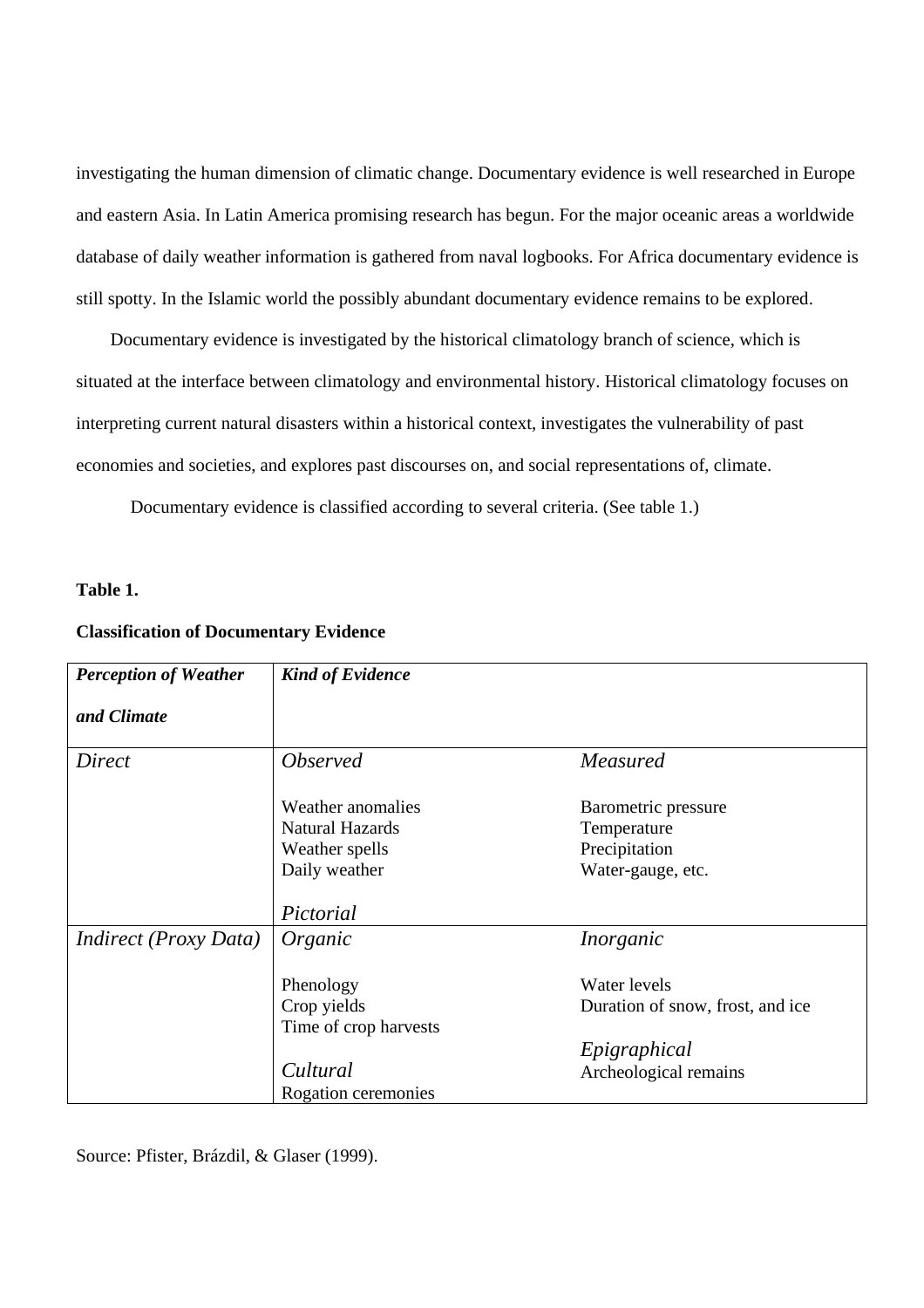investigating the human dimension of climatic change. Documentary evidence is well researched in Europe and eastern Asia. In Latin America promising research has begun. For the major oceanic areas a worldwide database of daily weather information is gathered from naval logbooks. For Africa documentary evidence is still spotty. In the Islamic world the possibly abundant documentary evidence remains to be explored.

Documentary evidence is investigated by the historical climatology branch of science, which is situated at the interface between climatology and environmental history. Historical climatology focuses on interpreting current natural disasters within a historical context, investigates the vulnerability of past economies and societies, and explores past discourses on, and social representations of, climate.

Documentary evidence is classified according to several criteria. (See table 1.)

**Table 1.**

**Classification of Documentary Evidence**

| ***Perception of Weather and Climate*** | ***Kind of Evidence*** | |
|---|---|---|
| *Direct* | *Observed*<br><br>Weather anomalies<br>Natural Hazards<br>Weather spells<br>Daily weather<br><br>*Pictorial* | *Measured*<br><br>Barometric pressure<br>Temperature<br>Precipitation<br>Water-gauge, etc. |
| *Indirect (Proxy Data)* | *Organic*<br><br>Phenology<br>Crop yields<br>Time of crop harvests<br><br>*Cultural*<br>Rogation ceremonies | *Inorganic*<br><br>Water levels<br>Duration of snow, frost, and ice<br><br>*Epigraphical*<br>Archeological remains |

Source: Pfister, Brázdil, & Glaser (1999).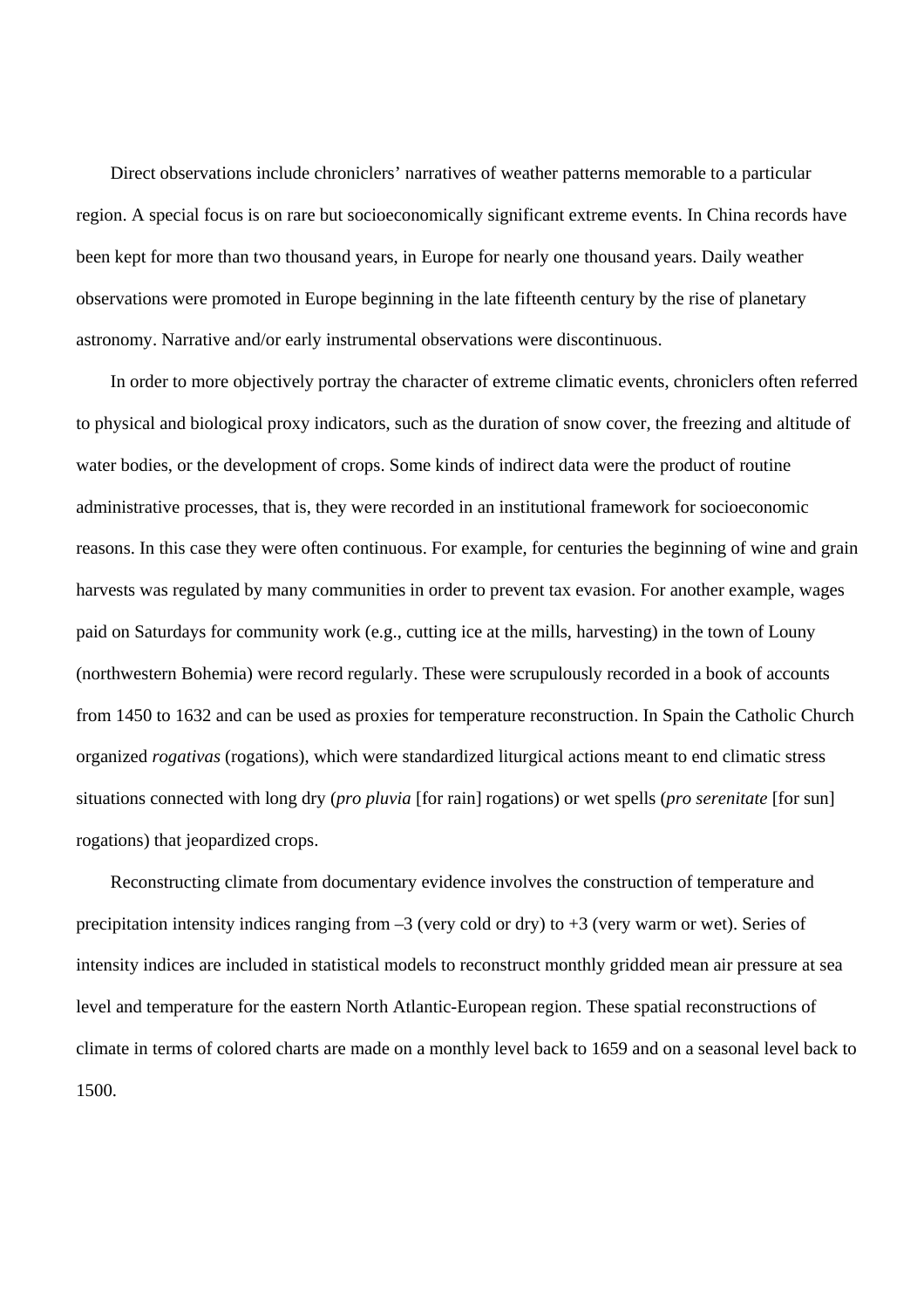Direct observations include chroniclers' narratives of weather patterns memorable to a particular region. A special focus is on rare but socioeconomically significant extreme events. In China records have been kept for more than two thousand years, in Europe for nearly one thousand years. Daily weather observations were promoted in Europe beginning in the late fifteenth century by the rise of planetary astronomy. Narrative and/or early instrumental observations were discontinuous.

In order to more objectively portray the character of extreme climatic events, chroniclers often referred to physical and biological proxy indicators, such as the duration of snow cover, the freezing and altitude of water bodies, or the development of crops. Some kinds of indirect data were the product of routine administrative processes, that is, they were recorded in an institutional framework for socioeconomic reasons. In this case they were often continuous. For example, for centuries the beginning of wine and grain harvests was regulated by many communities in order to prevent tax evasion. For another example, wages paid on Saturdays for community work (e.g., cutting ice at the mills, harvesting) in the town of Louny (northwestern Bohemia) were record regularly. These were scrupulously recorded in a book of accounts from 1450 to 1632 and can be used as proxies for temperature reconstruction. In Spain the Catholic Church organized *rogativas* (rogations), which were standardized liturgical actions meant to end climatic stress situations connected with long dry (*pro pluvia* [for rain] rogations) or wet spells (*pro serenitate* [for sun] rogations) that jeopardized crops.

Reconstructing climate from documentary evidence involves the construction of temperature and precipitation intensity indices ranging from –3 (very cold or dry) to +3 (very warm or wet). Series of intensity indices are included in statistical models to reconstruct monthly gridded mean air pressure at sea level and temperature for the eastern North Atlantic-European region. These spatial reconstructions of climate in terms of colored charts are made on a monthly level back to 1659 and on a seasonal level back to 1500.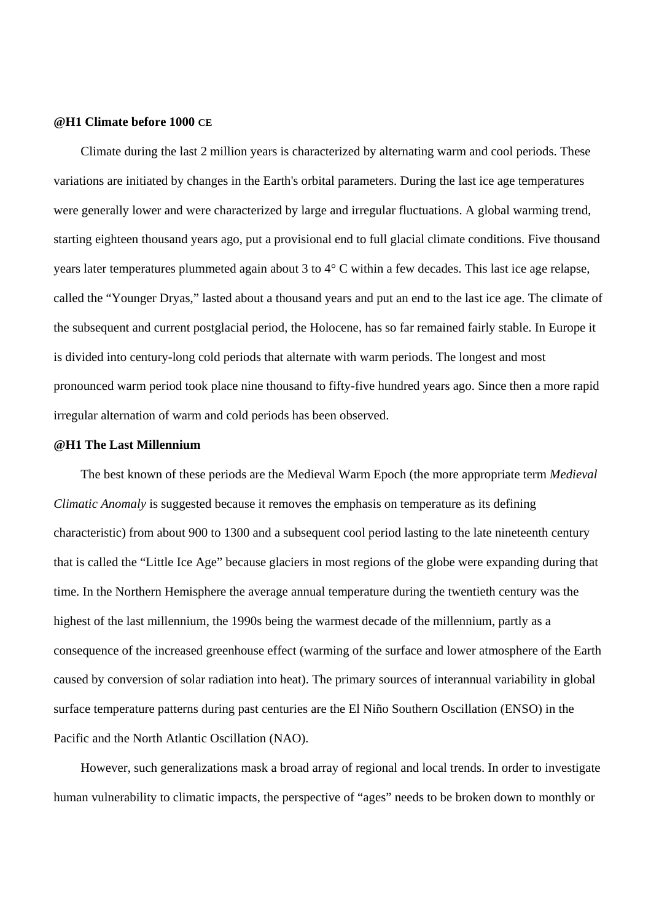**@H1 Climate before 1000 CE**

Climate during the last 2 million years is characterized by alternating warm and cool periods. These variations are initiated by changes in the Earth's orbital parameters. During the last ice age temperatures were generally lower and were characterized by large and irregular fluctuations. A global warming trend, starting eighteen thousand years ago, put a provisional end to full glacial climate conditions. Five thousand years later temperatures plummeted again about 3 to 4° C within a few decades. This last ice age relapse, called the “Younger Dryas,” lasted about a thousand years and put an end to the last ice age. The climate of the subsequent and current postglacial period, the Holocene, has so far remained fairly stable. In Europe it is divided into century-long cold periods that alternate with warm periods. The longest and most pronounced warm period took place nine thousand to fifty-five hundred years ago. Since then a more rapid irregular alternation of warm and cold periods has been observed.

**@H1 The Last Millennium**

The best known of these periods are the Medieval Warm Epoch (the more appropriate term *Medieval Climatic Anomaly* is suggested because it removes the emphasis on temperature as its defining characteristic) from about 900 to 1300 and a subsequent cool period lasting to the late nineteenth century that is called the “Little Ice Age” because glaciers in most regions of the globe were expanding during that time. In the Northern Hemisphere the average annual temperature during the twentieth century was the highest of the last millennium, the 1990s being the warmest decade of the millennium, partly as a consequence of the increased greenhouse effect (warming of the surface and lower atmosphere of the Earth caused by conversion of solar radiation into heat). The primary sources of interannual variability in global surface temperature patterns during past centuries are the El Niño Southern Oscillation (ENSO) in the Pacific and the North Atlantic Oscillation (NAO).

However, such generalizations mask a broad array of regional and local trends. In order to investigate human vulnerability to climatic impacts, the perspective of “ages” needs to be broken down to monthly or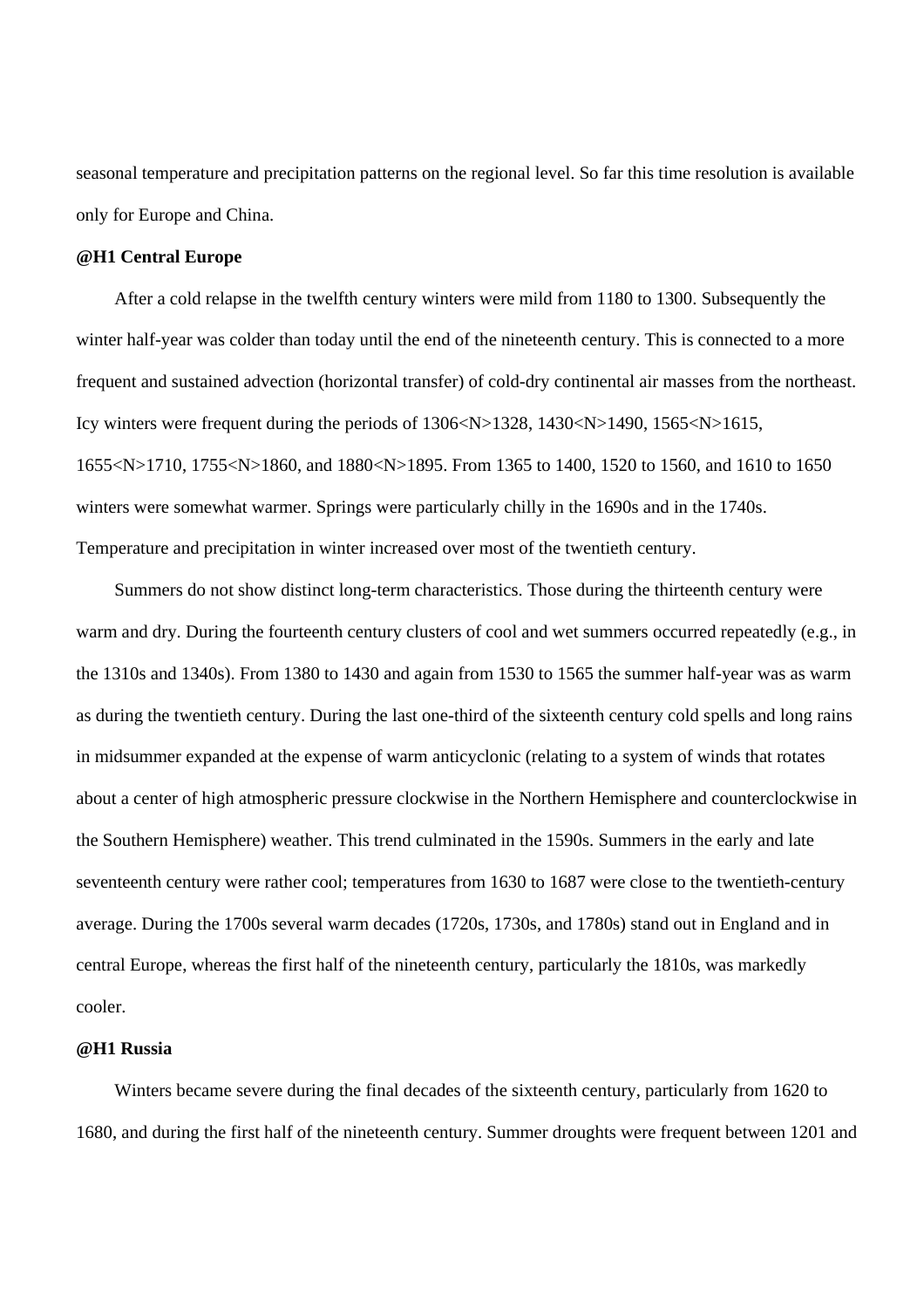seasonal temperature and precipitation patterns on the regional level. So far this time resolution is available only for Europe and China.

# Central Europe

After a cold relapse in the twelfth century winters were mild from 1180 to 1300. Subsequently the winter half-year was colder than today until the end of the nineteenth century. This is connected to a more frequent and sustained advection (horizontal transfer) of cold-dry continental air masses from the northeast. Icy winters were frequent during the periods of 1306–1328, 1430–1490, 1565–1615, 1655–1710, 1755–1860, and 1880–1895. From 1365 to 1400, 1520 to 1560, and 1610 to 1650 winters were somewhat warmer. Springs were particularly chilly in the 1690s and in the 1740s. Temperature and precipitation in winter increased over most of the twentieth century.

Summers do not show distinct long-term characteristics. Those during the thirteenth century were warm and dry. During the fourteenth century clusters of cool and wet summers occurred repeatedly (e.g., in the 1310s and 1340s). From 1380 to 1430 and again from 1530 to 1565 the summer half-year was as warm as during the twentieth century. During the last one-third of the sixteenth century cold spells and long rains in midsummer expanded at the expense of warm anticyclonic (relating to a system of winds that rotates about a center of high atmospheric pressure clockwise in the Northern Hemisphere and counterclockwise in the Southern Hemisphere) weather. This trend culminated in the 1590s. Summers in the early and late seventeenth century were rather cool; temperatures from 1630 to 1687 were close to the twentieth-century average. During the 1700s several warm decades (1720s, 1730s, and 1780s) stand out in England and in central Europe, whereas the first half of the nineteenth century, particularly the 1810s, was markedly cooler.

# Russia

Winters became severe during the final decades of the sixteenth century, particularly from 1620 to 1680, and during the first half of the nineteenth century. Summer droughts were frequent between 1201 and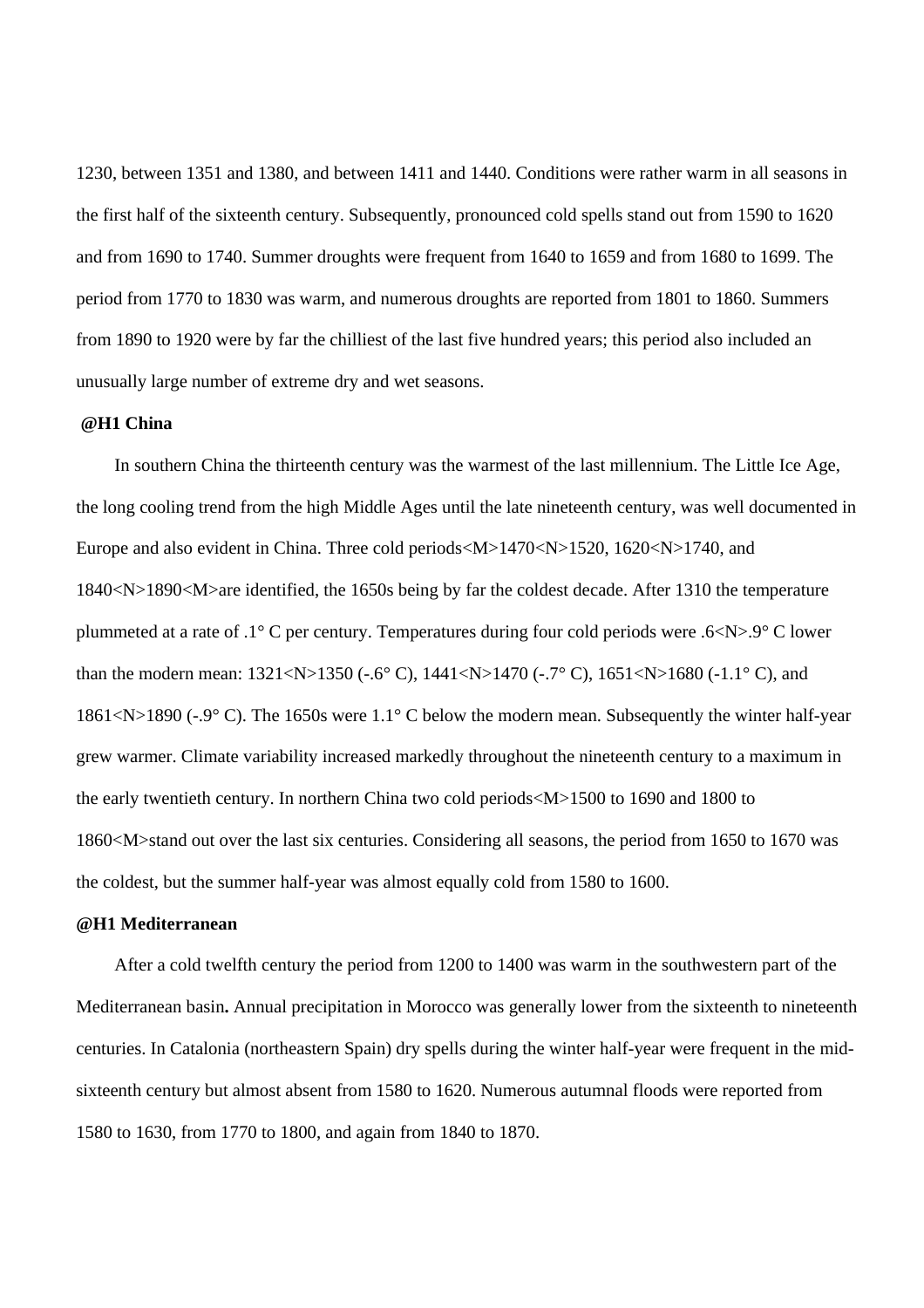1230, between 1351 and 1380, and between 1411 and 1440. Conditions were rather warm in all seasons in the first half of the sixteenth century. Subsequently, pronounced cold spells stand out from 1590 to 1620 and from 1690 to 1740. Summer droughts were frequent from 1640 to 1659 and from 1680 to 1699. The period from 1770 to 1830 was warm, and numerous droughts are reported from 1801 to 1860. Summers from 1890 to 1920 were by far the chilliest of the last five hundred years; this period also included an unusually large number of extreme dry and wet seasons.

**@H1 China**

In southern China the thirteenth century was the warmest of the last millennium. The Little Ice Age, the long cooling trend from the high Middle Ages until the late nineteenth century, was well documented in Europe and also evident in China. Three cold periods<M>1470<N>1520, 1620<N>1740, and 1840<N>1890<M>are identified, the 1650s being by far the coldest decade. After 1310 the temperature plummeted at a rate of .1° C per century. Temperatures during four cold periods were .6<N>.9° C lower than the modern mean: 1321<N>1350 (-.6° C), 1441<N>1470 (-.7° C), 1651<N>1680 (-1.1° C), and 1861<N>1890 (-.9° C). The 1650s were 1.1° C below the modern mean. Subsequently the winter half-year grew warmer. Climate variability increased markedly throughout the nineteenth century to a maximum in the early twentieth century. In northern China two cold periods<M>1500 to 1690 and 1800 to 1860<M>stand out over the last six centuries. Considering all seasons, the period from 1650 to 1670 was the coldest, but the summer half-year was almost equally cold from 1580 to 1600.

**@H1 Mediterranean**

After a cold twelfth century the period from 1200 to 1400 was warm in the southwestern part of the Mediterranean basin**.** Annual precipitation in Morocco was generally lower from the sixteenth to nineteenth centuries. In Catalonia (northeastern Spain) dry spells during the winter half-year were frequent in the mid-sixteenth century but almost absent from 1580 to 1620. Numerous autumnal floods were reported from 1580 to 1630, from 1770 to 1800, and again from 1840 to 1870.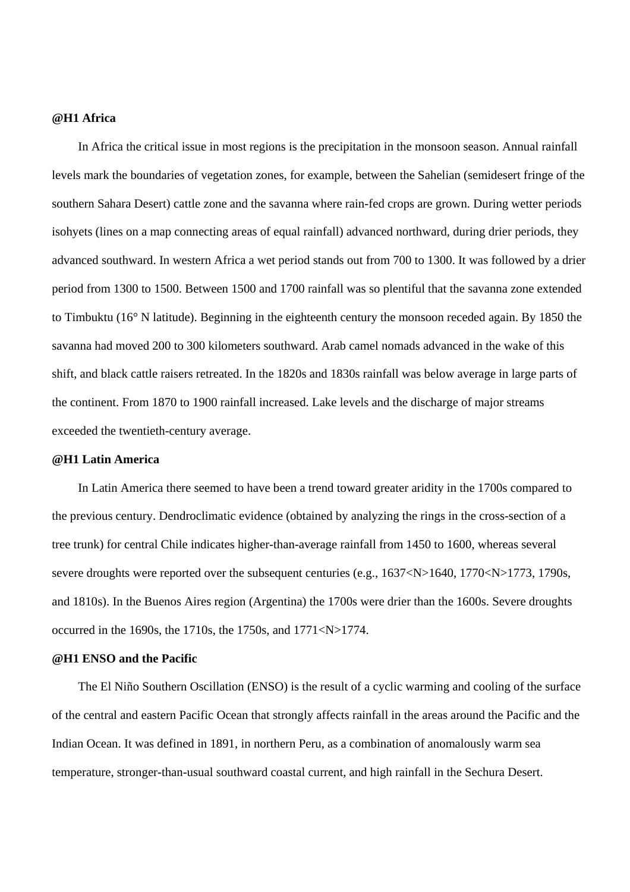# Africa

In Africa the critical issue in most regions is the precipitation in the monsoon season. Annual rainfall levels mark the boundaries of vegetation zones, for example, between the Sahelian (semidesert fringe of the southern Sahara Desert) cattle zone and the savanna where rain-fed crops are grown. During wetter periods isohyets (lines on a map connecting areas of equal rainfall) advanced northward, during drier periods, they advanced southward. In western Africa a wet period stands out from 700 to 1300. It was followed by a drier period from 1300 to 1500. Between 1500 and 1700 rainfall was so plentiful that the savanna zone extended to Timbuktu (16° N latitude). Beginning in the eighteenth century the monsoon receded again. By 1850 the savanna had moved 200 to 300 kilometers southward. Arab camel nomads advanced in the wake of this shift, and black cattle raisers retreated. In the 1820s and 1830s rainfall was below average in large parts of the continent. From 1870 to 1900 rainfall increased. Lake levels and the discharge of major streams exceeded the twentieth-century average.

# Latin America

In Latin America there seemed to have been a trend toward greater aridity in the 1700s compared to the previous century. Dendroclimatic evidence (obtained by analyzing the rings in the cross-section of a tree trunk) for central Chile indicates higher-than-average rainfall from 1450 to 1600, whereas several severe droughts were reported over the subsequent centuries (e.g., 1637<N>1640, 1770<N>1773, 1790s, and 1810s). In the Buenos Aires region (Argentina) the 1700s were drier than the 1600s. Severe droughts occurred in the 1690s, the 1710s, the 1750s, and 1771<N>1774.

# ENSO and the Pacific

The El Niño Southern Oscillation (ENSO) is the result of a cyclic warming and cooling of the surface of the central and eastern Pacific Ocean that strongly affects rainfall in the areas around the Pacific and the Indian Ocean. It was defined in 1891, in northern Peru, as a combination of anomalously warm sea temperature, stronger-than-usual southward coastal current, and high rainfall in the Sechura Desert.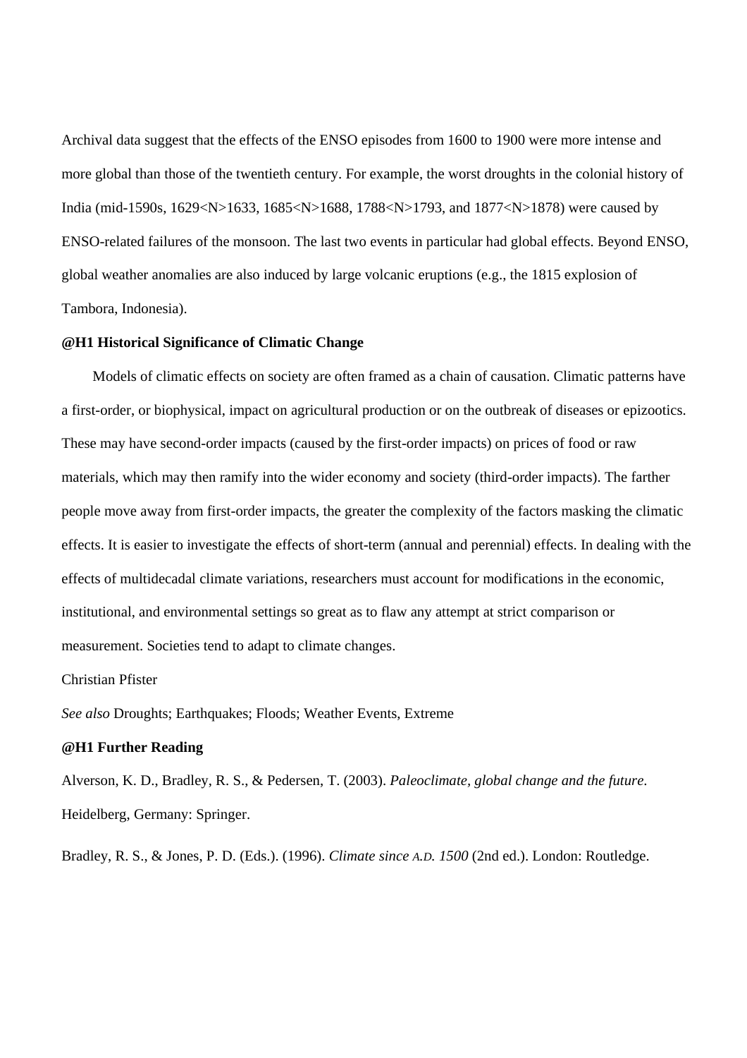Archival data suggest that the effects of the ENSO episodes from 1600 to 1900 were more intense and more global than those of the twentieth century. For example, the worst droughts in the colonial history of India (mid-1590s, 1629<N>1633, 1685<N>1688, 1788<N>1793, and 1877<N>1878) were caused by ENSO-related failures of the monsoon. The last two events in particular had global effects. Beyond ENSO, global weather anomalies are also induced by large volcanic eruptions (e.g., the 1815 explosion of Tambora, Indonesia).

**@H1 Historical Significance of Climatic Change**

Models of climatic effects on society are often framed as a chain of causation. Climatic patterns have a first-order, or biophysical, impact on agricultural production or on the outbreak of diseases or epizootics. These may have second-order impacts (caused by the first-order impacts) on prices of food or raw materials, which may then ramify into the wider economy and society (third-order impacts). The farther people move away from first-order impacts, the greater the complexity of the factors masking the climatic effects. It is easier to investigate the effects of short-term (annual and perennial) effects. In dealing with the effects of multidecadal climate variations, researchers must account for modifications in the economic, institutional, and environmental settings so great as to flaw any attempt at strict comparison or measurement. Societies tend to adapt to climate changes.

Christian Pfister

*See also* Droughts; Earthquakes; Floods; Weather Events, Extreme

**@H1 Further Reading**

Alverson, K. D., Bradley, R. S., & Pedersen, T. (2003). *Paleoclimate, global change and the future*. Heidelberg, Germany: Springer.

Bradley, R. S., & Jones, P. D. (Eds.). (1996). *Climate since A.D. 1500* (2nd ed.). London: Routledge.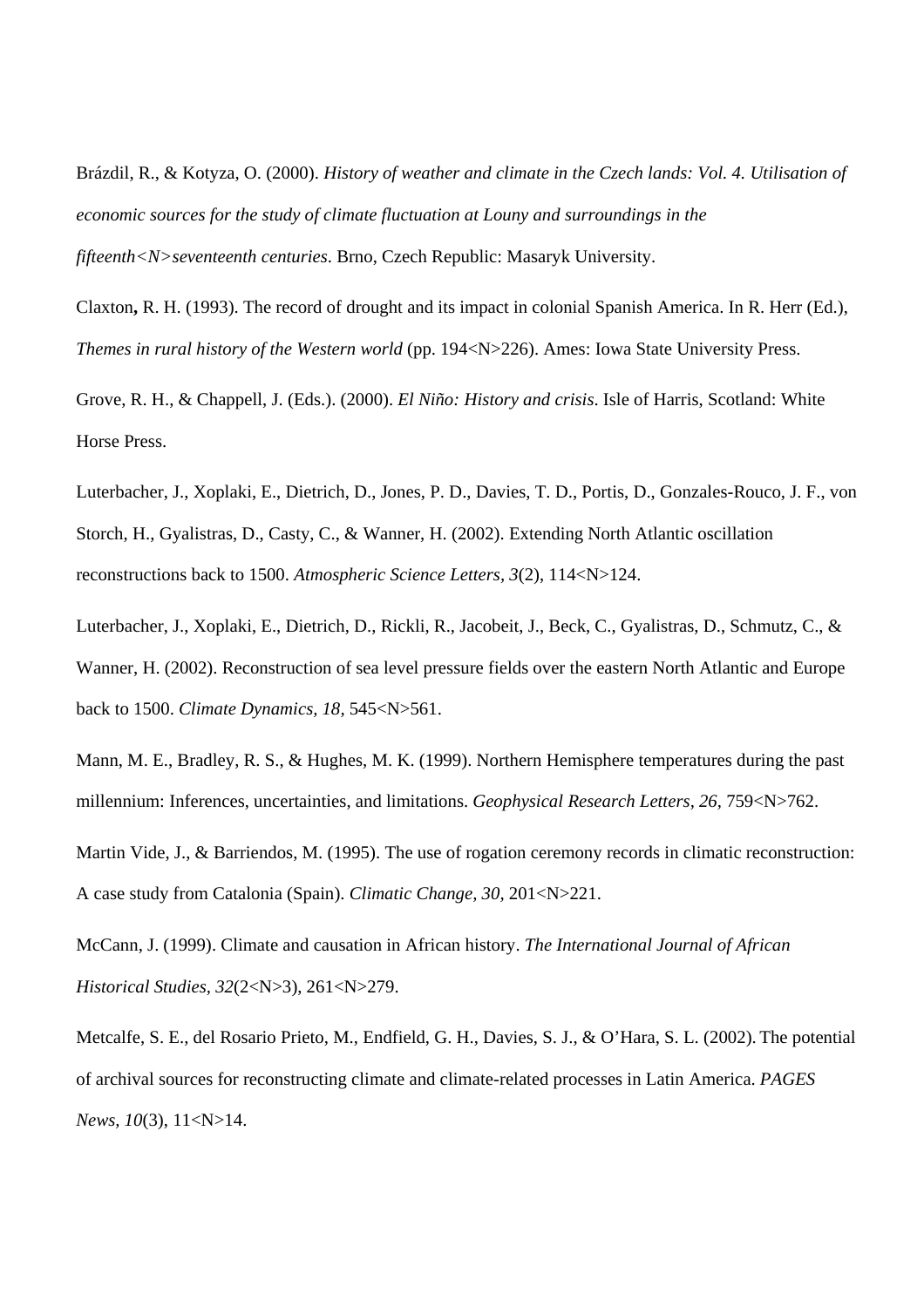Brázdil, R., & Kotyza, O. (2000). *History of weather and climate in the Czech lands: Vol. 4. Utilisation of economic sources for the study of climate fluctuation at Louny and surroundings in the fifteenth<N>seventeenth centuries*. Brno, Czech Republic: Masaryk University.

Claxton**,** R. H. (1993). The record of drought and its impact in colonial Spanish America. In R. Herr (Ed.), *Themes in rural history of the Western world* (pp. 194<N>226). Ames: Iowa State University Press.

Grove, R. H., & Chappell, J. (Eds.). (2000). *El Niño: History and crisis*. Isle of Harris, Scotland: White Horse Press.

Luterbacher, J., Xoplaki, E., Dietrich, D., Jones, P. D., Davies, T. D., Portis, D., Gonzales-Rouco, J. F., von Storch, H., Gyalistras, D., Casty, C., & Wanner, H. (2002). Extending North Atlantic oscillation reconstructions back to 1500. *Atmospheric Science Letters*, *3*(2), 114<N>124.

Luterbacher, J., Xoplaki, E., Dietrich, D., Rickli, R., Jacobeit, J., Beck, C., Gyalistras, D., Schmutz, C., & Wanner, H. (2002). Reconstruction of sea level pressure fields over the eastern North Atlantic and Europe back to 1500. *Climate Dynamics*, *18*, 545<N>561.

Mann, M. E., Bradley, R. S., & Hughes, M. K. (1999). Northern Hemisphere temperatures during the past millennium: Inferences, uncertainties, and limitations. *Geophysical Research Letters*, *26*, 759<N>762.

Martin Vide, J., & Barriendos, M. (1995). The use of rogation ceremony records in climatic reconstruction: A case study from Catalonia (Spain). *Climatic Change*, *30*, 201<N>221.

McCann, J. (1999). Climate and causation in African history. *The International Journal of African Historical Studies*, *32*(2<N>3), 261<N>279.

Metcalfe, S. E., del Rosario Prieto, M., Endfield, G. H., Davies, S. J., & O'Hara, S. L. (2002). The potential of archival sources for reconstructing climate and climate-related processes in Latin America. *PAGES News*, *10*(3), 11<N>14.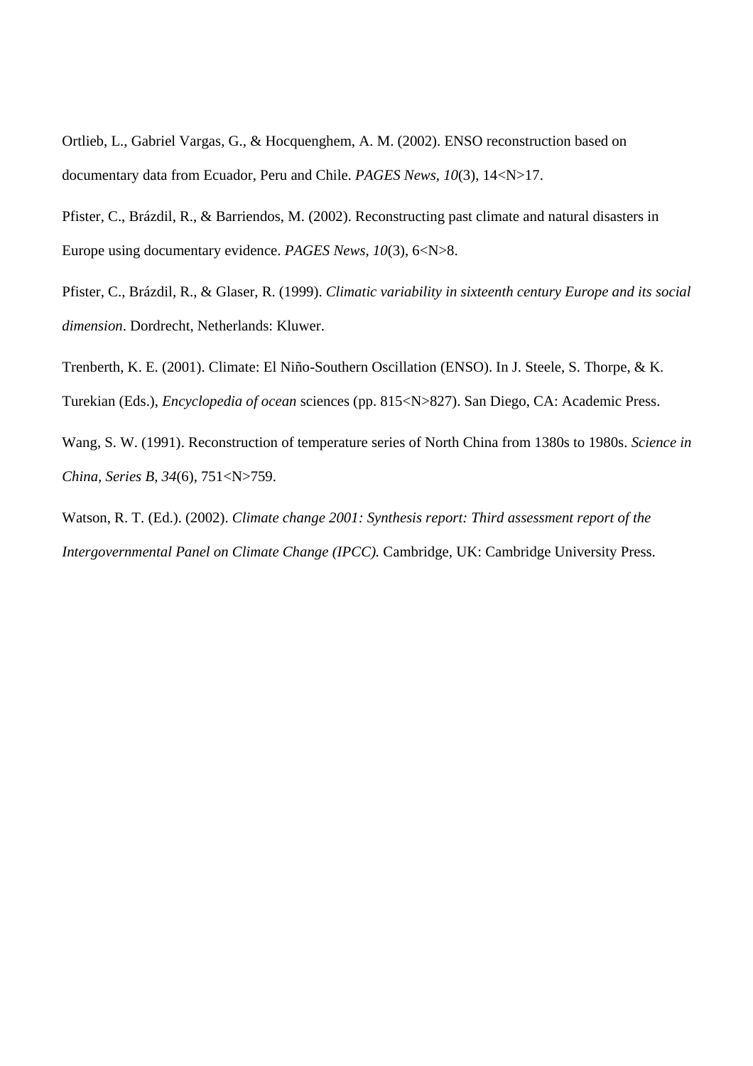Ortlieb, L., Gabriel Vargas, G., & Hocquenghem, A. M. (2002). ENSO reconstruction based on documentary data from Ecuador, Peru and Chile. *PAGES News, 10*(3), 14<N>17.

Pfister, C., Brázdil, R., & Barriendos, M. (2002). Reconstructing past climate and natural disasters in Europe using documentary evidence. *PAGES News, 10*(3), 6<N>8.

Pfister, C., Brázdil, R., & Glaser, R. (1999). *Climatic variability in sixteenth century Europe and its social dimension*. Dordrecht, Netherlands: Kluwer.

Trenberth, K. E. (2001). Climate: El Niño-Southern Oscillation (ENSO). In J. Steele, S. Thorpe, & K. Turekian (Eds.), *Encyclopedia of ocean* sciences (pp. 815<N>827). San Diego, CA: Academic Press.

Wang, S. W. (1991). Reconstruction of temperature series of North China from 1380s to 1980s. *Science in China, Series B, 34*(6), 751<N>759.

Watson, R. T. (Ed.). (2002). *Climate change 2001: Synthesis report: Third assessment report of the Intergovernmental Panel on Climate Change (IPCC).* Cambridge, UK: Cambridge University Press.